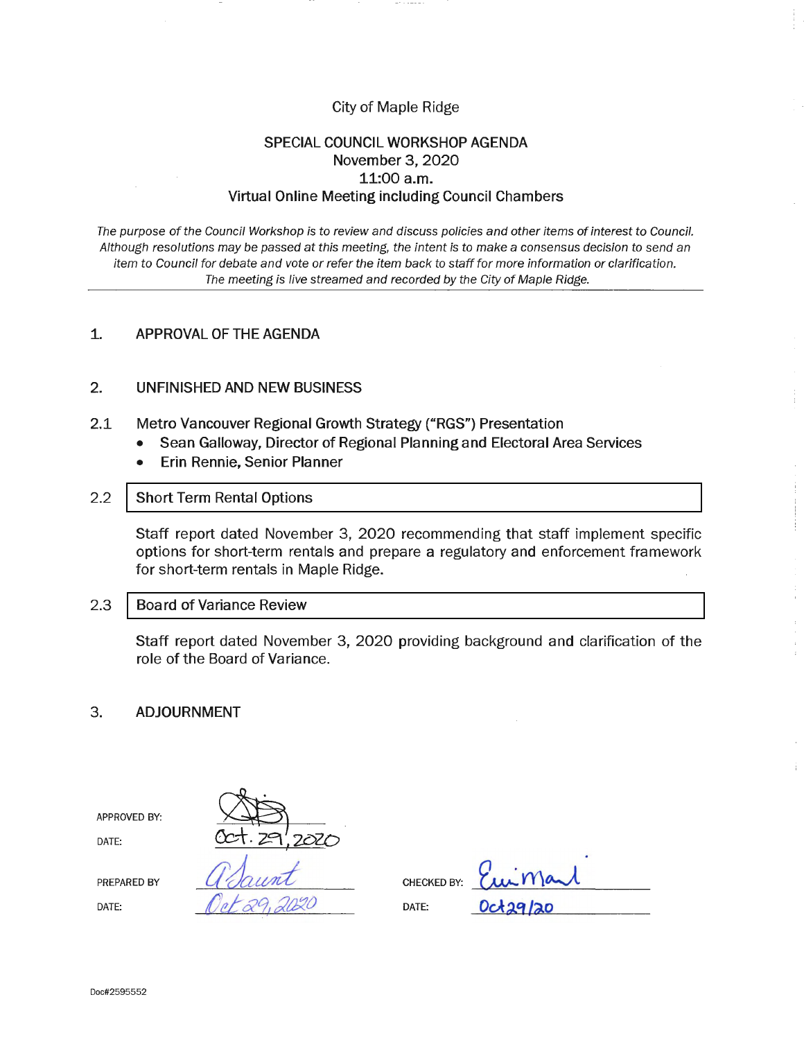# City of Maple Ridge

## SPECIAL COUNCIL WORKSHOP AGENDA
November 3, 2020
11:00 a.m.
Virtual Online Meeting including Council Chambers

*The purpose of the Council Workshop is to review and discuss policies and other items of interest to Council. Although resolutions may be passed at this meeting, the intent is to make a consensus decision to send an item to Council for debate and vote or refer the item back to staff for more information or clarification. The meeting is live streamed and recorded by the City of Maple Ridge.*

---

### 1. APPROVAL OF THE AGENDA

### 2. UNFINISHED AND NEW BUSINESS

**2.1** Metro Vancouver Regional Growth Strategy ("RGS") Presentation

- Sean Galloway, Director of Regional Planning and Electoral Area Services
- Erin Rennie, Senior Planner

**2.2** Short Term Rental Options

Staff report dated November 3, 2020 recommending that staff implement specific options for short-term rentals and prepare a regulatory and enforcement framework for short-term rentals in Maple Ridge.

**2.3** Board of Variance Review

Staff report dated November 3, 2020 providing background and clarification of the role of the Board of Variance.

### 3. ADJOURNMENT

APPROVED BY: [signature]

DATE: Oct. 29, 2020

PREPARED BY: A Jaunt

DATE: Oct 29, 2020

CHECKED BY: [signature]

DATE: Oct29/20

Doc#2595552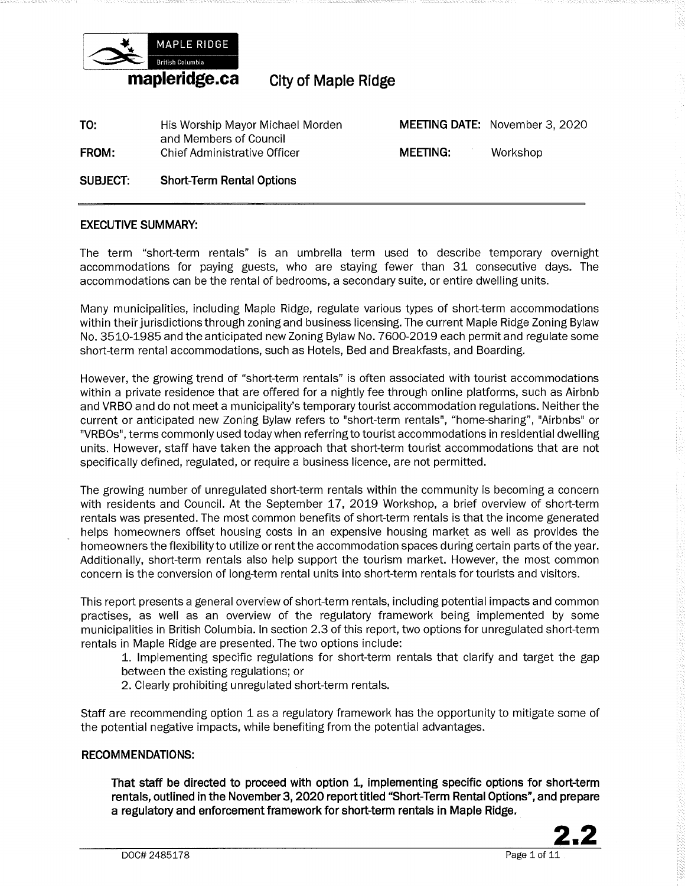MAPLE RIDGE
British Columbia

**mapleridge.ca** City of Maple Ridge

| | | | |
|---|---|---|---|
| **TO:** | His Worship Mayor Michael Morden and Members of Council | **MEETING DATE:** | November 3, 2020 |
| **FROM:** | Chief Administrative Officer | **MEETING:** | Workshop |
| **SUBJECT:** | **Short-Term Rental Options** | | |

## EXECUTIVE SUMMARY:

The term "short-term rentals" is an umbrella term used to describe temporary overnight accommodations for paying guests, who are staying fewer than 31 consecutive days. The accommodations can be the rental of bedrooms, a secondary suite, or entire dwelling units.

Many municipalities, including Maple Ridge, regulate various types of short-term accommodations within their jurisdictions through zoning and business licensing. The current Maple Ridge Zoning Bylaw No. 3510-1985 and the anticipated new Zoning Bylaw No. 7600-2019 each permit and regulate some short-term rental accommodations, such as Hotels, Bed and Breakfasts, and Boarding.

However, the growing trend of "short-term rentals" is often associated with tourist accommodations within a private residence that are offered for a nightly fee through online platforms, such as Airbnb and VRBO and do not meet a municipality's temporary tourist accommodation regulations. Neither the current or anticipated new Zoning Bylaw refers to "short-term rentals", "home-sharing", "Airbnbs" or "VRBOs", terms commonly used today when referring to tourist accommodations in residential dwelling units. However, staff have taken the approach that short-term tourist accommodations that are not specifically defined, regulated, or require a business licence, are not permitted.

The growing number of unregulated short-term rentals within the community is becoming a concern with residents and Council. At the September 17, 2019 Workshop, a brief overview of short-term rentals was presented. The most common benefits of short-term rentals is that the income generated helps homeowners offset housing costs in an expensive housing market as well as provides the homeowners the flexibility to utilize or rent the accommodation spaces during certain parts of the year. Additionally, short-term rentals also help support the tourism market. However, the most common concern is the conversion of long-term rental units into short-term rentals for tourists and visitors.

This report presents a general overview of short-term rentals, including potential impacts and common practises, as well as an overview of the regulatory framework being implemented by some municipalities in British Columbia. In section 2.3 of this report, two options for unregulated short-term rentals in Maple Ridge are presented. The two options include:

1. Implementing specific regulations for short-term rentals that clarify and target the gap between the existing regulations; or
2. Clearly prohibiting unregulated short-term rentals.

Staff are recommending option 1 as a regulatory framework has the opportunity to mitigate some of the potential negative impacts, while benefiting from the potential advantages.

## RECOMMENDATIONS:

**That staff be directed to proceed with option 1, implementing specific options for short-term rentals, outlined in the November 3, 2020 report titled "Short-Term Rental Options", and prepare a regulatory and enforcement framework for short-term rentals in Maple Ridge.**

**2.2**

DOC# 2485178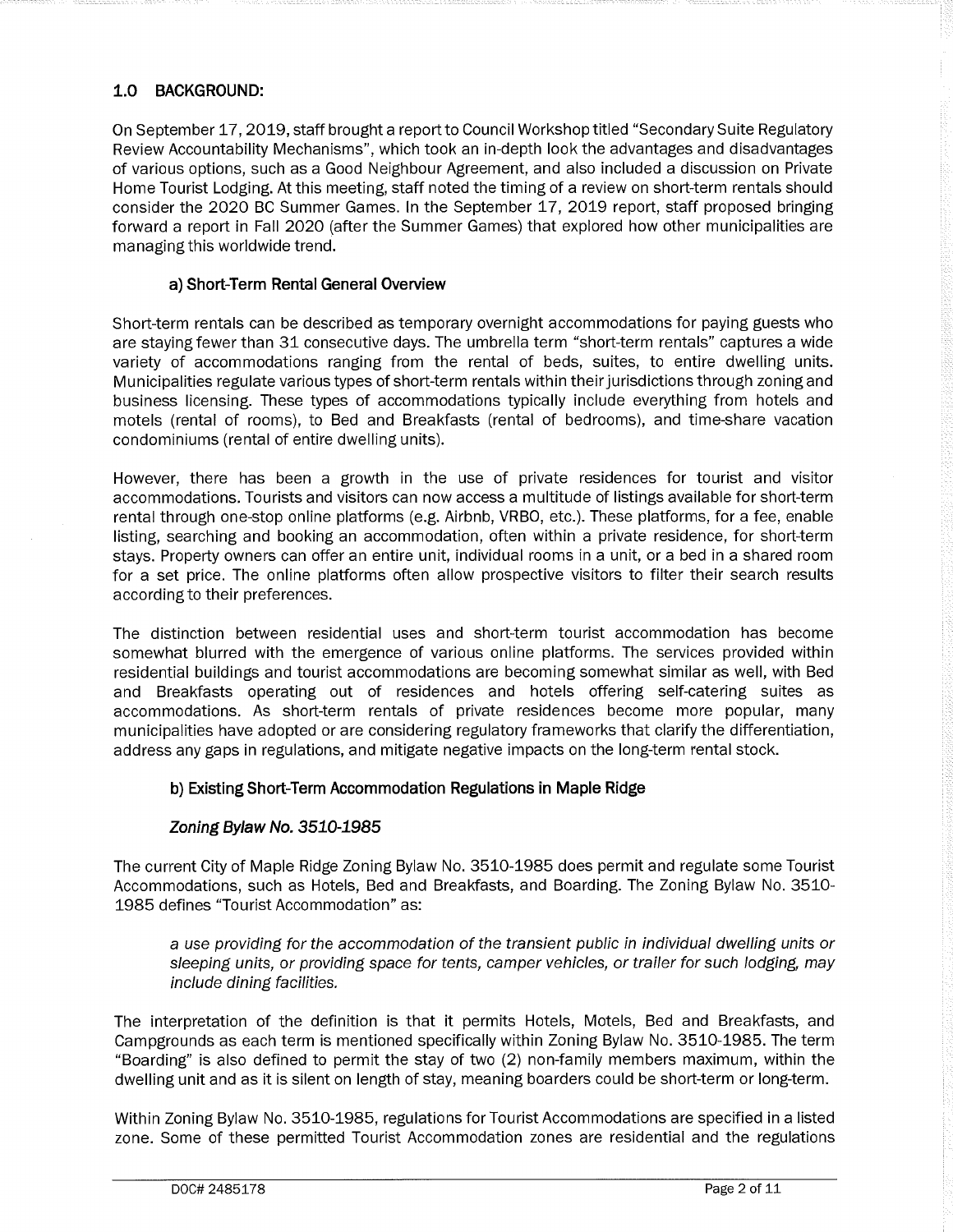## 1.0 BACKGROUND:

On September 17, 2019, staff brought a report to Council Workshop titled "Secondary Suite Regulatory Review Accountability Mechanisms", which took an in-depth look the advantages and disadvantages of various options, such as a Good Neighbour Agreement, and also included a discussion on Private Home Tourist Lodging. At this meeting, staff noted the timing of a review on short-term rentals should consider the 2020 BC Summer Games. In the September 17, 2019 report, staff proposed bringing forward a report in Fall 2020 (after the Summer Games) that explored how other municipalities are managing this worldwide trend.

### a) Short-Term Rental General Overview

Short-term rentals can be described as temporary overnight accommodations for paying guests who are staying fewer than 31 consecutive days. The umbrella term "short-term rentals" captures a wide variety of accommodations ranging from the rental of beds, suites, to entire dwelling units. Municipalities regulate various types of short-term rentals within their jurisdictions through zoning and business licensing. These types of accommodations typically include everything from hotels and motels (rental of rooms), to Bed and Breakfasts (rental of bedrooms), and time-share vacation condominiums (rental of entire dwelling units).

However, there has been a growth in the use of private residences for tourist and visitor accommodations. Tourists and visitors can now access a multitude of listings available for short-term rental through one-stop online platforms (e.g. Airbnb, VRBO, etc.). These platforms, for a fee, enable listing, searching and booking an accommodation, often within a private residence, for short-term stays. Property owners can offer an entire unit, individual rooms in a unit, or a bed in a shared room for a set price. The online platforms often allow prospective visitors to filter their search results according to their preferences.

The distinction between residential uses and short-term tourist accommodation has become somewhat blurred with the emergence of various online platforms. The services provided within residential buildings and tourist accommodations are becoming somewhat similar as well, with Bed and Breakfasts operating out of residences and hotels offering self-catering suites as accommodations. As short-term rentals of private residences become more popular, many municipalities have adopted or are considering regulatory frameworks that clarify the differentiation, address any gaps in regulations, and mitigate negative impacts on the long-term rental stock.

### b) Existing Short-Term Accommodation Regulations in Maple Ridge

#### *Zoning Bylaw No. 3510-1985*

The current City of Maple Ridge Zoning Bylaw No. 3510-1985 does permit and regulate some Tourist Accommodations, such as Hotels, Bed and Breakfasts, and Boarding. The Zoning Bylaw No. 3510-1985 defines "Tourist Accommodation" as:

> *a use providing for the accommodation of the transient public in individual dwelling units or sleeping units, or providing space for tents, camper vehicles, or trailer for such lodging, may include dining facilities.*

The interpretation of the definition is that it permits Hotels, Motels, Bed and Breakfasts, and Campgrounds as each term is mentioned specifically within Zoning Bylaw No. 3510-1985. The term "Boarding" is also defined to permit the stay of two (2) non-family members maximum, within the dwelling unit and as it is silent on length of stay, meaning boarders could be short-term or long-term.

Within Zoning Bylaw No. 3510-1985, regulations for Tourist Accommodations are specified in a listed zone. Some of these permitted Tourist Accommodation zones are residential and the regulations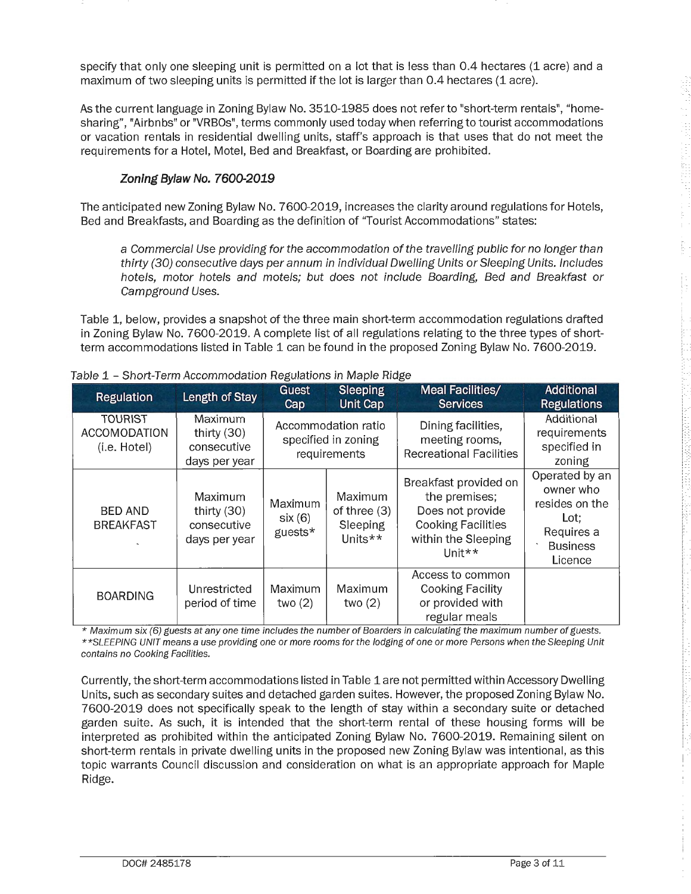specify that only one sleeping unit is permitted on a lot that is less than 0.4 hectares (1 acre) and a maximum of two sleeping units is permitted if the lot is larger than 0.4 hectares (1 acre).

As the current language in Zoning Bylaw No. 3510-1985 does not refer to "short-term rentals", "home-sharing", "Airbnbs" or "VRBOs", terms commonly used today when referring to tourist accommodations or vacation rentals in residential dwelling units, staff's approach is that uses that do not meet the requirements for a Hotel, Motel, Bed and Breakfast, or Boarding are prohibited.

### *Zoning Bylaw No. 7600-2019*

The anticipated new Zoning Bylaw No. 7600-2019, increases the clarity around regulations for Hotels, Bed and Breakfasts, and Boarding as the definition of "Tourist Accommodations" states:

> *a Commercial Use providing for the accommodation of the travelling public for no longer than thirty (30) consecutive days per annum in individual Dwelling Units or Sleeping Units. Includes hotels, motor hotels and motels; but does not include Boarding, Bed and Breakfast or Campground Uses.*

Table 1, below, provides a snapshot of the three main short-term accommodation regulations drafted in Zoning Bylaw No. 7600-2019. A complete list of all regulations relating to the three types of short-term accommodations listed in Table 1 can be found in the proposed Zoning Bylaw No. 7600-2019.

*Table 1 – Short-Term Accommodation Regulations in Maple Ridge*

| Regulation | Length of Stay | Guest Cap | Sleeping Unit Cap | Meal Facilities/ Services | Additional Regulations |
|---|---|---|---|---|---|
| TOURIST ACCOMODATION (i.e. Hotel) | Maximum thirty (30) consecutive days per year | Accommodation ratio specified in zoning requirements | | Dining facilities, meeting rooms, Recreational Facilities | Additional requirements specified in zoning |
| BED AND BREAKFAST | Maximum thirty (30) consecutive days per year | Maximum six (6) guests* | Maximum of three (3) Sleeping Units** | Breakfast provided on the premises; Does not provide Cooking Facilities within the Sleeping Unit** | Operated by an owner who resides on the Lot; Requires a Business Licence |
| BOARDING | Unrestricted period of time | Maximum two (2) | Maximum two (2) | Access to common Cooking Facility or provided with regular meals | |

*\* Maximum six (6) guests at any one time includes the number of Boarders in calculating the maximum number of guests.*
*\*\*SLEEPING UNIT means a use providing one or more rooms for the lodging of one or more Persons when the Sleeping Unit contains no Cooking Facilities.*

Currently, the short-term accommodations listed in Table 1 are not permitted within Accessory Dwelling Units, such as secondary suites and detached garden suites. However, the proposed Zoning Bylaw No. 7600-2019 does not specifically speak to the length of stay within a secondary suite or detached garden suite. As such, it is intended that the short-term rental of these housing forms will be interpreted as prohibited within the anticipated Zoning Bylaw No. 7600-2019. Remaining silent on short-term rentals in private dwelling units in the proposed new Zoning Bylaw was intentional, as this topic warrants Council discussion and consideration on what is an appropriate approach for Maple Ridge.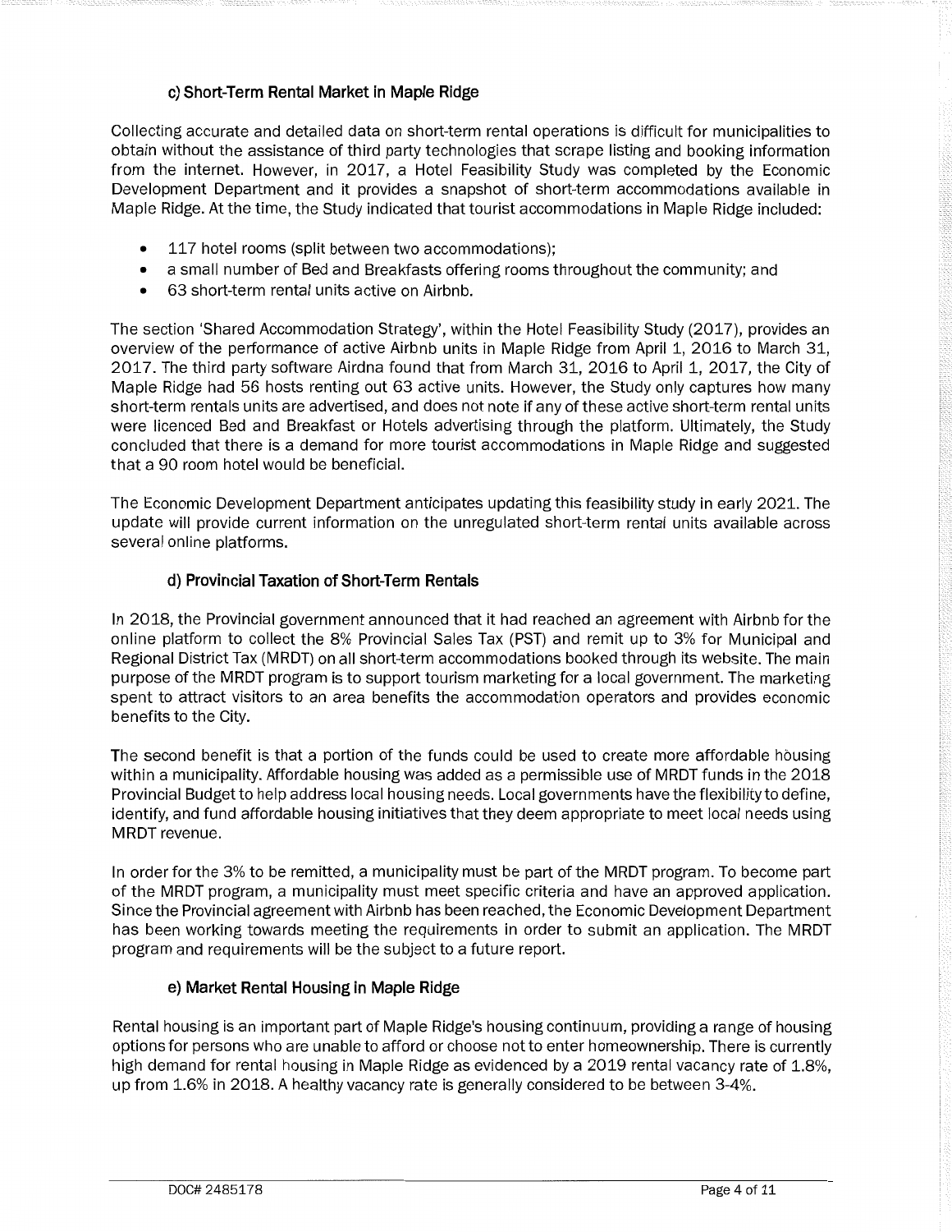### c) Short-Term Rental Market in Maple Ridge

Collecting accurate and detailed data on short-term rental operations is difficult for municipalities to obtain without the assistance of third party technologies that scrape listing and booking information from the internet. However, in 2017, a Hotel Feasibility Study was completed by the Economic Development Department and it provides a snapshot of short-term accommodations available in Maple Ridge. At the time, the Study indicated that tourist accommodations in Maple Ridge included:

- 117 hotel rooms (split between two accommodations);
- a small number of Bed and Breakfasts offering rooms throughout the community; and
- 63 short-term rental units active on Airbnb.

The section 'Shared Accommodation Strategy', within the Hotel Feasibility Study (2017), provides an overview of the performance of active Airbnb units in Maple Ridge from April 1, 2016 to March 31, 2017. The third party software Airdna found that from March 31, 2016 to April 1, 2017, the City of Maple Ridge had 56 hosts renting out 63 active units. However, the Study only captures how many short-term rentals units are advertised, and does not note if any of these active short-term rental units were licenced Bed and Breakfast or Hotels advertising through the platform. Ultimately, the Study concluded that there is a demand for more tourist accommodations in Maple Ridge and suggested that a 90 room hotel would be beneficial.

The Economic Development Department anticipates updating this feasibility study in early 2021. The update will provide current information on the unregulated short-term rental units available across several online platforms.

### d) Provincial Taxation of Short-Term Rentals

In 2018, the Provincial government announced that it had reached an agreement with Airbnb for the online platform to collect the 8% Provincial Sales Tax (PST) and remit up to 3% for Municipal and Regional District Tax (MRDT) on all short-term accommodations booked through its website. The main purpose of the MRDT program is to support tourism marketing for a local government. The marketing spent to attract visitors to an area benefits the accommodation operators and provides economic benefits to the City.

The second benefit is that a portion of the funds could be used to create more affordable housing within a municipality. Affordable housing was added as a permissible use of MRDT funds in the 2018 Provincial Budget to help address local housing needs. Local governments have the flexibility to define, identify, and fund affordable housing initiatives that they deem appropriate to meet local needs using MRDT revenue.

In order for the 3% to be remitted, a municipality must be part of the MRDT program. To become part of the MRDT program, a municipality must meet specific criteria and have an approved application. Since the Provincial agreement with Airbnb has been reached, the Economic Development Department has been working towards meeting the requirements in order to submit an application. The MRDT program and requirements will be the subject to a future report.

### e) Market Rental Housing in Maple Ridge

Rental housing is an important part of Maple Ridge's housing continuum, providing a range of housing options for persons who are unable to afford or choose not to enter homeownership. There is currently high demand for rental housing in Maple Ridge as evidenced by a 2019 rental vacancy rate of 1.8%, up from 1.6% in 2018. A healthy vacancy rate is generally considered to be between 3-4%.

DOC# 2485178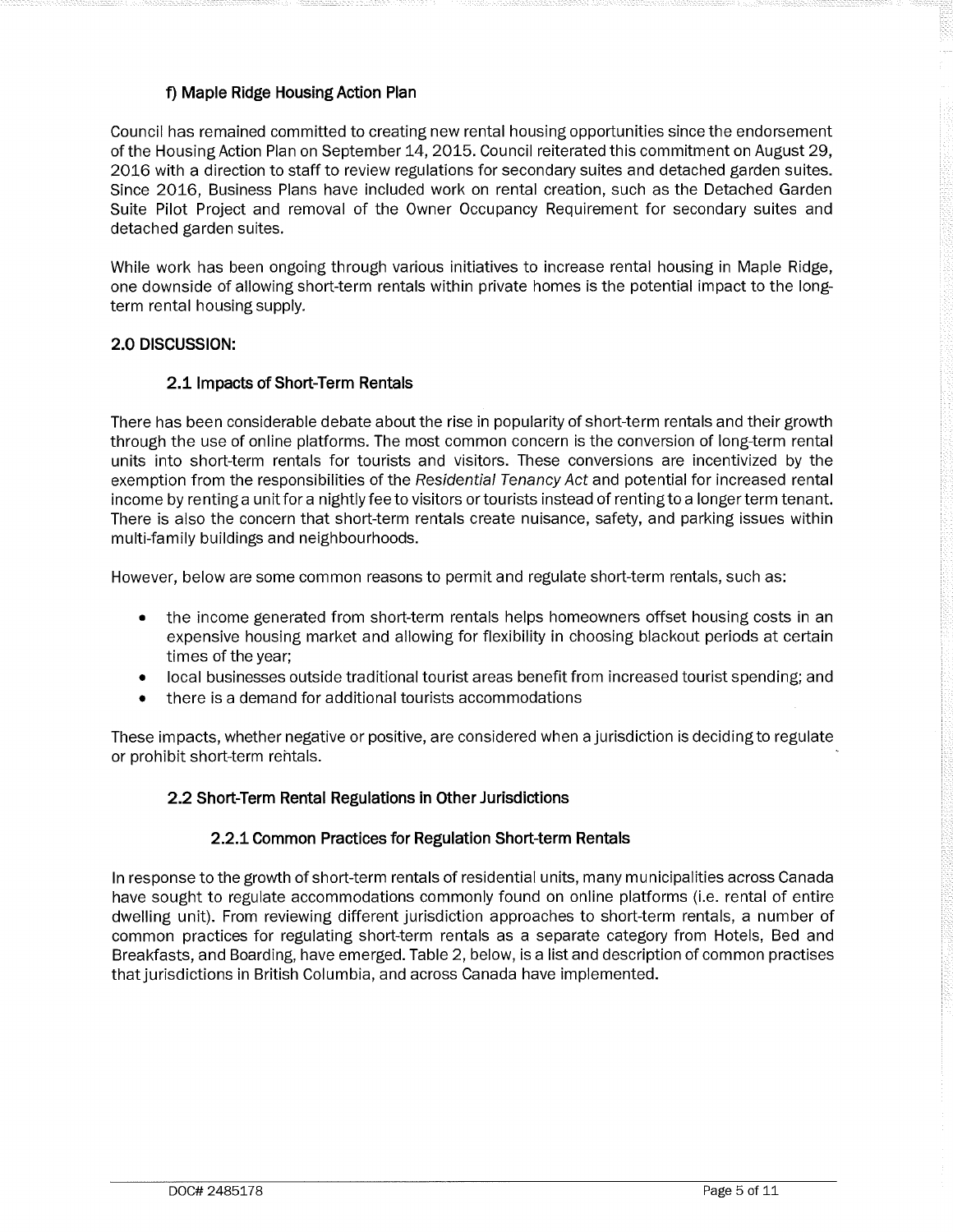### f) Maple Ridge Housing Action Plan

Council has remained committed to creating new rental housing opportunities since the endorsement of the Housing Action Plan on September 14, 2015. Council reiterated this commitment on August 29, 2016 with a direction to staff to review regulations for secondary suites and detached garden suites. Since 2016, Business Plans have included work on rental creation, such as the Detached Garden Suite Pilot Project and removal of the Owner Occupancy Requirement for secondary suites and detached garden suites.

While work has been ongoing through various initiatives to increase rental housing in Maple Ridge, one downside of allowing short-term rentals within private homes is the potential impact to the long-term rental housing supply.

## 2.0 DISCUSSION:

### 2.1 Impacts of Short-Term Rentals

There has been considerable debate about the rise in popularity of short-term rentals and their growth through the use of online platforms. The most common concern is the conversion of long-term rental units into short-term rentals for tourists and visitors. These conversions are incentivized by the exemption from the responsibilities of the *Residential Tenancy Act* and potential for increased rental income by renting a unit for a nightly fee to visitors or tourists instead of renting to a longer term tenant. There is also the concern that short-term rentals create nuisance, safety, and parking issues within multi-family buildings and neighbourhoods.

However, below are some common reasons to permit and regulate short-term rentals, such as:

- the income generated from short-term rentals helps homeowners offset housing costs in an expensive housing market and allowing for flexibility in choosing blackout periods at certain times of the year;
- local businesses outside traditional tourist areas benefit from increased tourist spending; and
- there is a demand for additional tourists accommodations

These impacts, whether negative or positive, are considered when a jurisdiction is deciding to regulate or prohibit short-term rentals.

### 2.2 Short-Term Rental Regulations in Other Jurisdictions

#### 2.2.1 Common Practices for Regulation Short-term Rentals

In response to the growth of short-term rentals of residential units, many municipalities across Canada have sought to regulate accommodations commonly found on online platforms (i.e. rental of entire dwelling unit). From reviewing different jurisdiction approaches to short-term rentals, a number of common practices for regulating short-term rentals as a separate category from Hotels, Bed and Breakfasts, and Boarding, have emerged. Table 2, below, is a list and description of common practises that jurisdictions in British Columbia, and across Canada have implemented.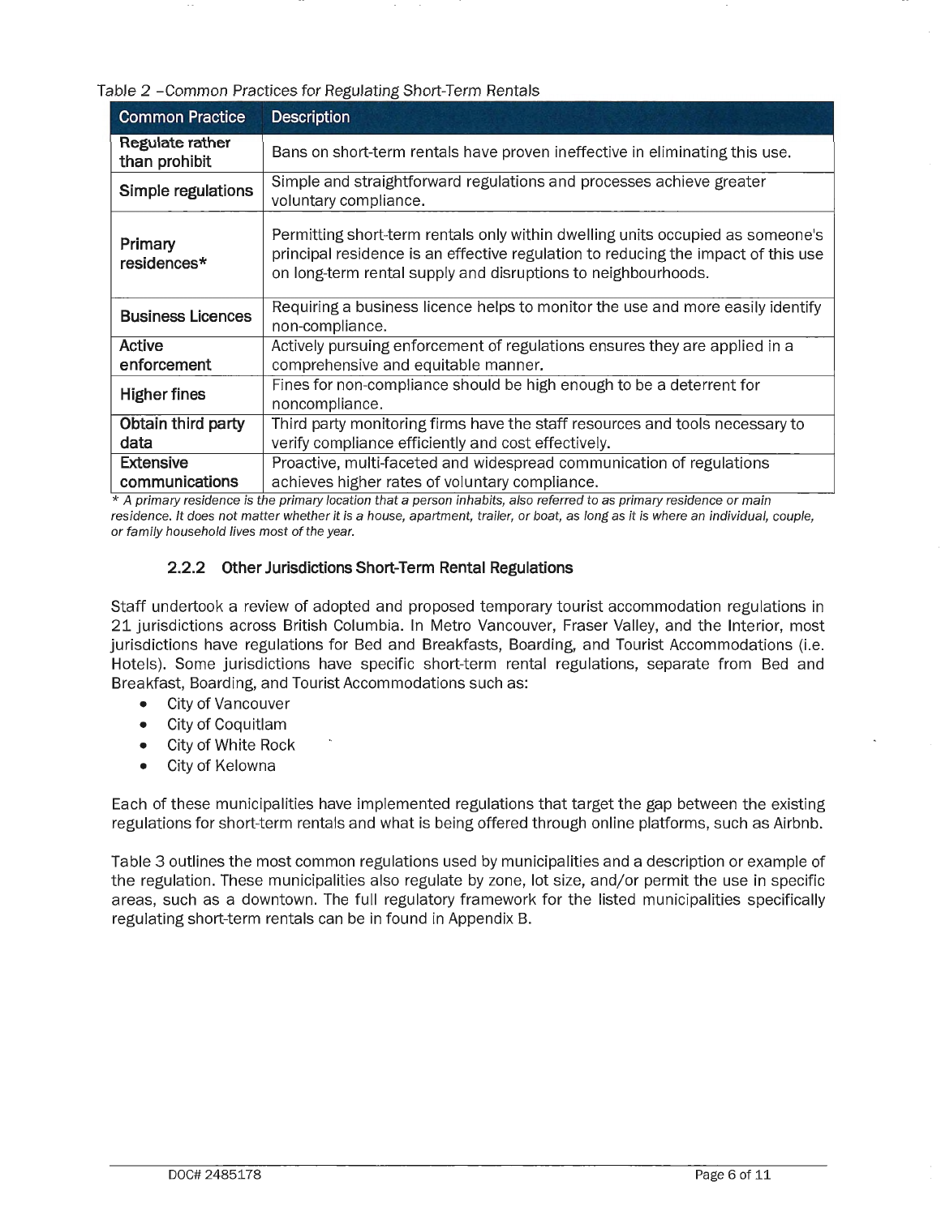*Table 2 –Common Practices for Regulating Short-Term Rentals*

| Common Practice | Description |
|---|---|
| **Regulate rather than prohibit** | Bans on short-term rentals have proven ineffective in eliminating this use. |
| **Simple regulations** | Simple and straightforward regulations and processes achieve greater voluntary compliance. |
| **Primary residences*** | Permitting short-term rentals only within dwelling units occupied as someone's principal residence is an effective regulation to reducing the impact of this use on long-term rental supply and disruptions to neighbourhoods. |
| **Business Licences** | Requiring a business licence helps to monitor the use and more easily identify non-compliance. |
| **Active enforcement** | Actively pursuing enforcement of regulations ensures they are applied in a comprehensive and equitable manner. |
| **Higher fines** | Fines for non-compliance should be high enough to be a deterrent for noncompliance. |
| **Obtain third party data** | Third party monitoring firms have the staff resources and tools necessary to verify compliance efficiently and cost effectively. |
| **Extensive communications** | Proactive, multi-faceted and widespread communication of regulations achieves higher rates of voluntary compliance. |

*\* A primary residence is the primary location that a person inhabits, also referred to as primary residence or main residence. It does not matter whether it is a house, apartment, trailer, or boat, as long as it is where an individual, couple, or family household lives most of the year.*

### 2.2.2 Other Jurisdictions Short-Term Rental Regulations

Staff undertook a review of adopted and proposed temporary tourist accommodation regulations in 21 jurisdictions across British Columbia. In Metro Vancouver, Fraser Valley, and the Interior, most jurisdictions have regulations for Bed and Breakfasts, Boarding, and Tourist Accommodations (i.e. Hotels). Some jurisdictions have specific short-term rental regulations, separate from Bed and Breakfast, Boarding, and Tourist Accommodations such as:

- City of Vancouver
- City of Coquitlam
- City of White Rock
- City of Kelowna

Each of these municipalities have implemented regulations that target the gap between the existing regulations for short-term rentals and what is being offered through online platforms, such as Airbnb.

Table 3 outlines the most common regulations used by municipalities and a description or example of the regulation. These municipalities also regulate by zone, lot size, and/or permit the use in specific areas, such as a downtown. The full regulatory framework for the listed municipalities specifically regulating short-term rentals can be in found in Appendix B.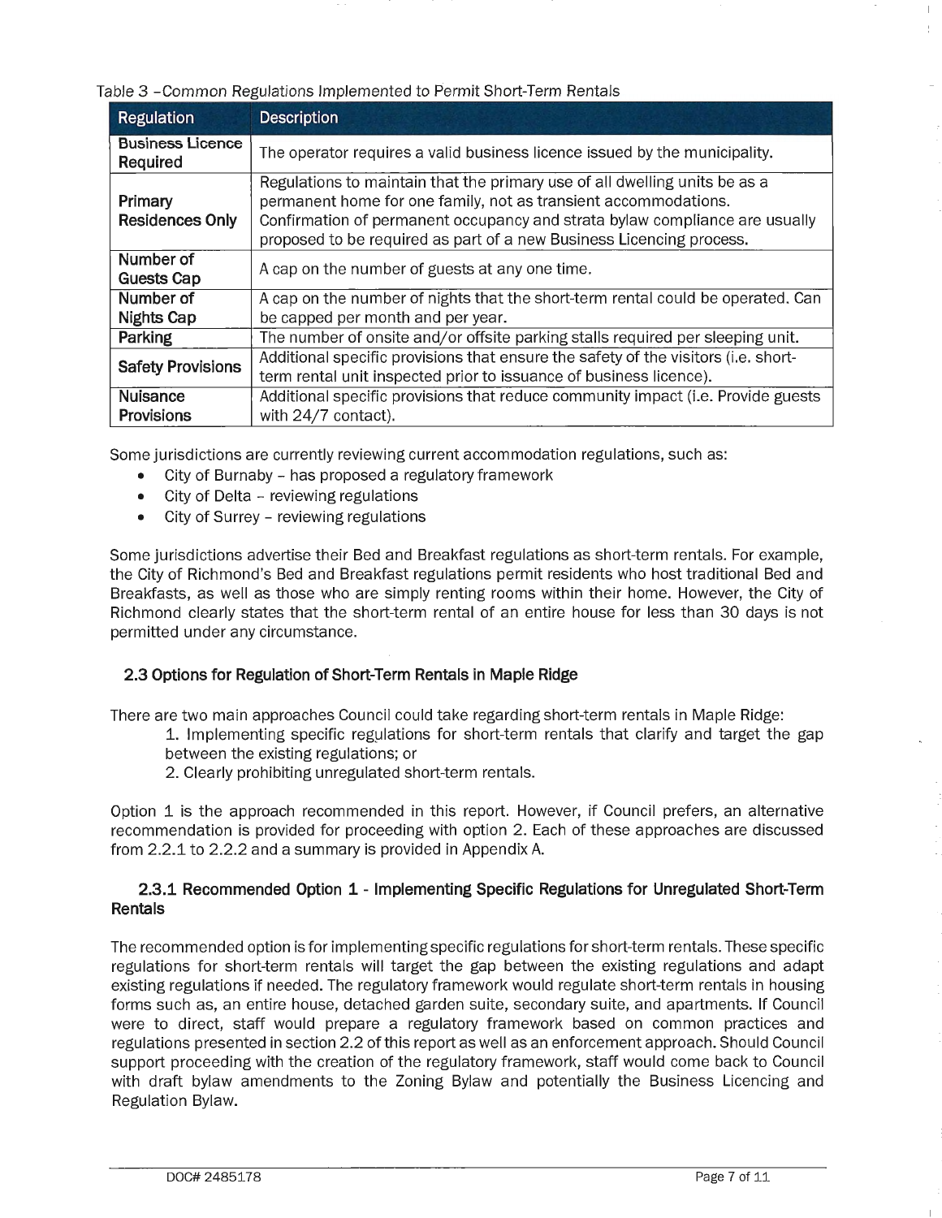Table 3 –Common Regulations Implemented to Permit Short-Term Rentals

| Regulation | Description |
|---|---|
| **Business Licence Required** | The operator requires a valid business licence issued by the municipality. |
| **Primary Residences Only** | Regulations to maintain that the primary use of all dwelling units be as a permanent home for one family, not as transient accommodations. Confirmation of permanent occupancy and strata bylaw compliance are usually proposed to be required as part of a new Business Licencing process. |
| **Number of Guests Cap** | A cap on the number of guests at any one time. |
| **Number of Nights Cap** | A cap on the number of nights that the short-term rental could be operated. Can be capped per month and per year. |
| **Parking** | The number of onsite and/or offsite parking stalls required per sleeping unit. |
| **Safety Provisions** | Additional specific provisions that ensure the safety of the visitors (i.e. short-term rental unit inspected prior to issuance of business licence). |
| **Nuisance Provisions** | Additional specific provisions that reduce community impact (i.e. Provide guests with 24/7 contact). |

Some jurisdictions are currently reviewing current accommodation regulations, such as:

- City of Burnaby – has proposed a regulatory framework
- City of Delta – reviewing regulations
- City of Surrey – reviewing regulations

Some jurisdictions advertise their Bed and Breakfast regulations as short-term rentals. For example, the City of Richmond's Bed and Breakfast regulations permit residents who host traditional Bed and Breakfasts, as well as those who are simply renting rooms within their home. However, the City of Richmond clearly states that the short-term rental of an entire house for less than 30 days is not permitted under any circumstance.

### 2.3 Options for Regulation of Short-Term Rentals in Maple Ridge

There are two main approaches Council could take regarding short-term rentals in Maple Ridge:

1. Implementing specific regulations for short-term rentals that clarify and target the gap between the existing regulations; or
2. Clearly prohibiting unregulated short-term rentals.

Option 1 is the approach recommended in this report. However, if Council prefers, an alternative recommendation is provided for proceeding with option 2. Each of these approaches are discussed from 2.2.1 to 2.2.2 and a summary is provided in Appendix A.

#### 2.3.1 Recommended Option 1 - Implementing Specific Regulations for Unregulated Short-Term Rentals

The recommended option is for implementing specific regulations for short-term rentals. These specific regulations for short-term rentals will target the gap between the existing regulations and adapt existing regulations if needed. The regulatory framework would regulate short-term rentals in housing forms such as, an entire house, detached garden suite, secondary suite, and apartments. If Council were to direct, staff would prepare a regulatory framework based on common practices and regulations presented in section 2.2 of this report as well as an enforcement approach. Should Council support proceeding with the creation of the regulatory framework, staff would come back to Council with draft bylaw amendments to the Zoning Bylaw and potentially the Business Licencing and Regulation Bylaw.

DOC# 2485178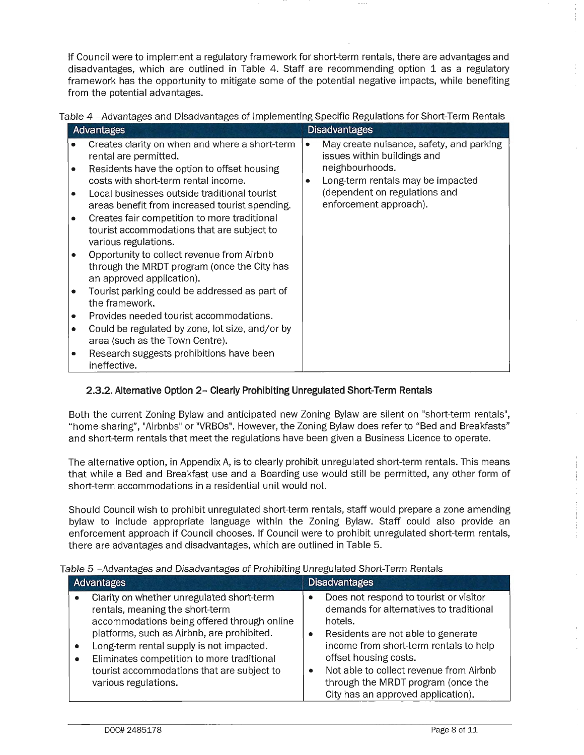If Council were to implement a regulatory framework for short-term rentals, there are advantages and disadvantages, which are outlined in Table 4. Staff are recommending option 1 as a regulatory framework has the opportunity to mitigate some of the potential negative impacts, while benefiting from the potential advantages.

Table 4 –Advantages and Disadvantages of Implementing Specific Regulations for Short-Term Rentals

| Advantages | Disadvantages |
|---|---|
| • Creates clarity on when and where a short-term rental are permitted.<br>• Residents have the option to offset housing costs with short-term rental income.<br>• Local businesses outside traditional tourist areas benefit from increased tourist spending.<br>• Creates fair competition to more traditional tourist accommodations that are subject to various regulations.<br>• Opportunity to collect revenue from Airbnb through the MRDT program (once the City has an approved application).<br>• Tourist parking could be addressed as part of the framework.<br>• Provides needed tourist accommodations.<br>• Could be regulated by zone, lot size, and/or by area (such as the Town Centre).<br>• Research suggests prohibitions have been ineffective. | • May create nuisance, safety, and parking issues within buildings and neighbourhoods.<br>• Long-term rentals may be impacted (dependent on regulations and enforcement approach). |

### 2.3.2. Alternative Option 2– Clearly Prohibiting Unregulated Short-Term Rentals

Both the current Zoning Bylaw and anticipated new Zoning Bylaw are silent on "short-term rentals", "home-sharing", "Airbnbs" or "VRBOs". However, the Zoning Bylaw does refer to "Bed and Breakfasts" and short-term rentals that meet the regulations have been given a Business Licence to operate.

The alternative option, in Appendix A, is to clearly prohibit unregulated short-term rentals. This means that while a Bed and Breakfast use and a Boarding use would still be permitted, any other form of short-term accommodations in a residential unit would not.

Should Council wish to prohibit unregulated short-term rentals, staff would prepare a zone amending bylaw to include appropriate language within the Zoning Bylaw. Staff could also provide an enforcement approach if Council chooses. If Council were to prohibit unregulated short-term rentals, there are advantages and disadvantages, which are outlined in Table 5.

Table 5 –Advantages and Disadvantages of Prohibiting Unregulated Short-Term Rentals

| Advantages | Disadvantages |
|---|---|
| • Clarity on whether unregulated short-term rentals, meaning the short-term accommodations being offered through online platforms, such as Airbnb, are prohibited.<br>• Long-term rental supply is not impacted.<br>• Eliminates competition to more traditional tourist accommodations that are subject to various regulations. | • Does not respond to tourist or visitor demands for alternatives to traditional hotels.<br>• Residents are not able to generate income from short-term rentals to help offset housing costs.<br>• Not able to collect revenue from Airbnb through the MRDT program (once the City has an approved application). |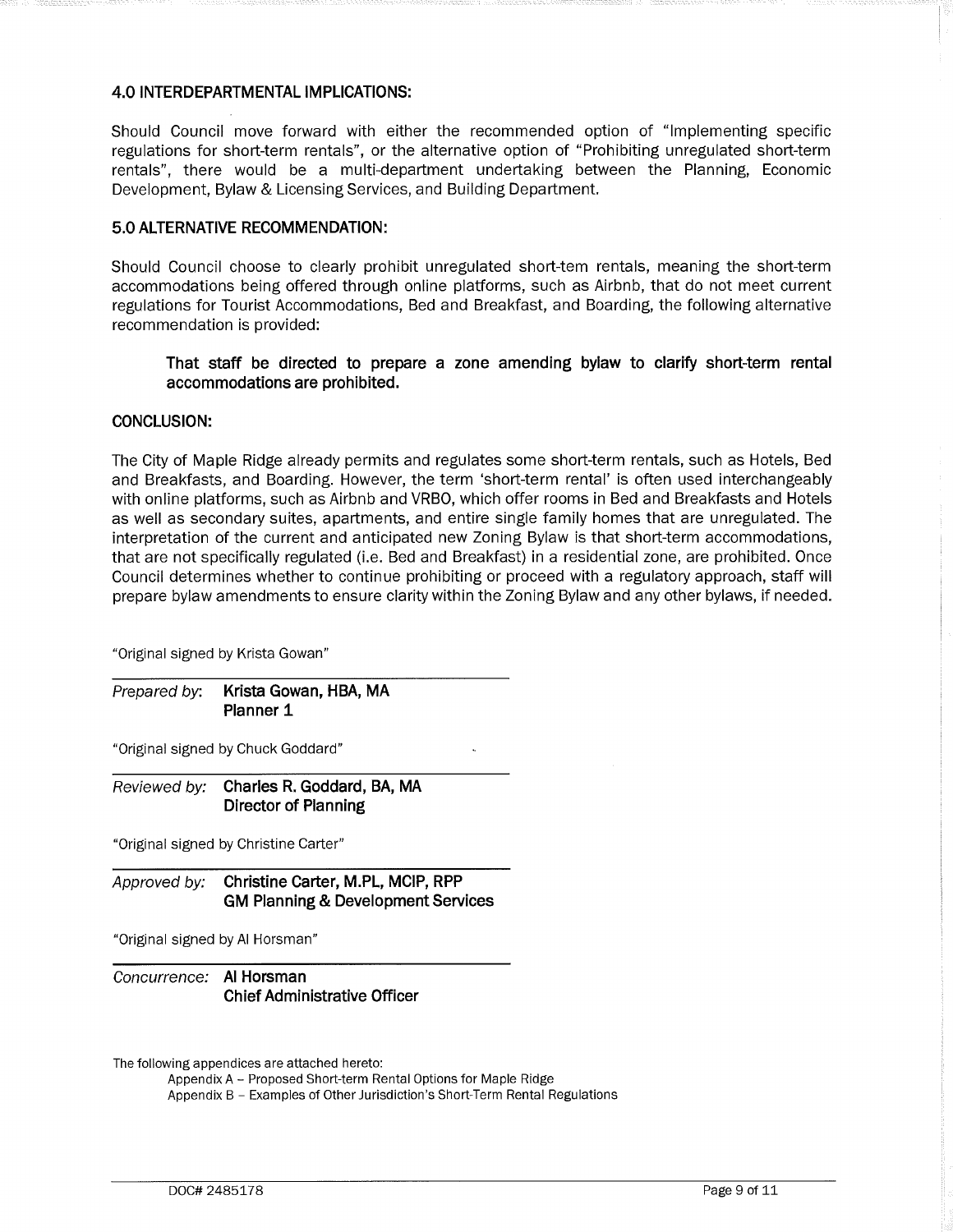## 4.0 INTERDEPARTMENTAL IMPLICATIONS:

Should Council move forward with either the recommended option of "Implementing specific regulations for short-term rentals", or the alternative option of "Prohibiting unregulated short-term rentals", there would be a multi-department undertaking between the Planning, Economic Development, Bylaw & Licensing Services, and Building Department.

## 5.0 ALTERNATIVE RECOMMENDATION:

Should Council choose to clearly prohibit unregulated short-tem rentals, meaning the short-term accommodations being offered through online platforms, such as Airbnb, that do not meet current regulations for Tourist Accommodations, Bed and Breakfast, and Boarding, the following alternative recommendation is provided:

> **That staff be directed to prepare a zone amending bylaw to clarify short-term rental accommodations are prohibited.**

## CONCLUSION:

The City of Maple Ridge already permits and regulates some short-term rentals, such as Hotels, Bed and Breakfasts, and Boarding. However, the term 'short-term rental' is often used interchangeably with online platforms, such as Airbnb and VRBO, which offer rooms in Bed and Breakfasts and Hotels as well as secondary suites, apartments, and entire single family homes that are unregulated. The interpretation of the current and anticipated new Zoning Bylaw is that short-term accommodations, that are not specifically regulated (i.e. Bed and Breakfast) in a residential zone, are prohibited. Once Council determines whether to continue prohibiting or proceed with a regulatory approach, staff will prepare bylaw amendments to ensure clarity within the Zoning Bylaw and any other bylaws, if needed.

"Original signed by Krista Gowan"

*Prepared by:* **Krista Gowan, HBA, MA**
**Planner 1**

"Original signed by Chuck Goddard"

*Reviewed by:* **Charles R. Goddard, BA, MA**
**Director of Planning**

"Original signed by Christine Carter"

*Approved by:* **Christine Carter, M.PL, MCIP, RPP**
**GM Planning & Development Services**

"Original signed by Al Horsman"

*Concurrence:* **Al Horsman**
**Chief Administrative Officer**

The following appendices are attached hereto:

- Appendix A – Proposed Short-term Rental Options for Maple Ridge
- Appendix B – Examples of Other Jurisdiction's Short-Term Rental Regulations

DOC# 2485178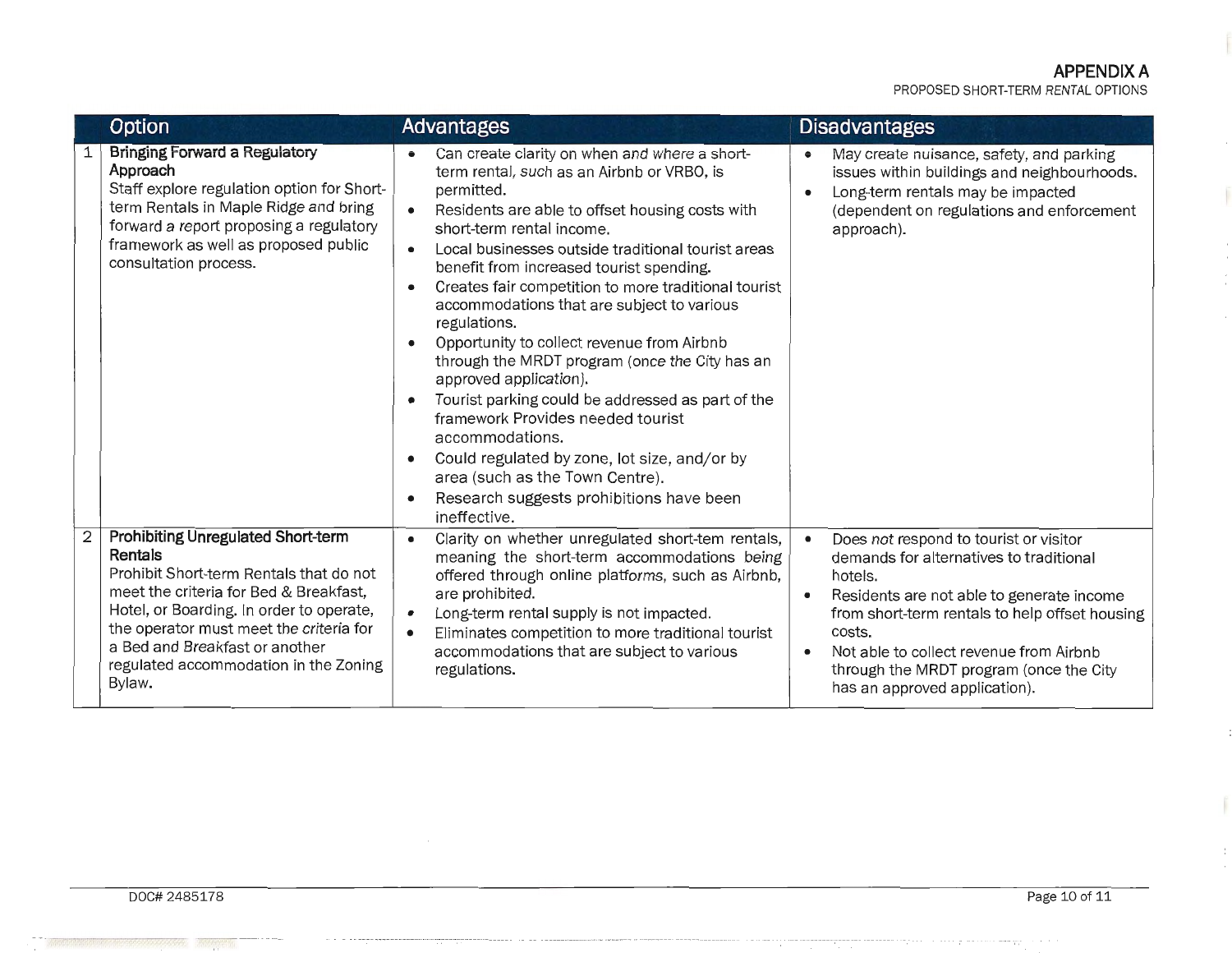## APPENDIX A

PROPOSED SHORT-TERM RENTAL OPTIONS

| | Option | Advantages | Disadvantages |
|---|---|---|---|
| 1 | **Bringing Forward a Regulatory Approach**<br>Staff explore regulation option for Short-term Rentals in Maple Ridge and bring forward a report proposing a regulatory framework as well as proposed public consultation process. | • Can create clarity on when and where a short-term rental, such as an Airbnb or VRBO, is permitted.<br>• Residents are able to offset housing costs with short-term rental income.<br>• Local businesses outside traditional tourist areas benefit from increased tourist spending.<br>• Creates fair competition to more traditional tourist accommodations that are subject to various regulations.<br>• Opportunity to collect revenue from Airbnb through the MRDT program (once the City has an approved application).<br>• Tourist parking could be addressed as part of the framework Provides needed tourist accommodations.<br>• Could regulated by zone, lot size, and/or by area (such as the Town Centre).<br>• Research suggests prohibitions have been ineffective. | • May create nuisance, safety, and parking issues within buildings and neighbourhoods.<br>• Long-term rentals may be impacted (dependent on regulations and enforcement approach). |
| 2 | **Prohibiting Unregulated Short-term Rentals**<br>Prohibit Short-term Rentals that do not meet the criteria for Bed & Breakfast, Hotel, or Boarding. In order to operate, the operator must meet the criteria for a Bed and Breakfast or another regulated accommodation in the Zoning Bylaw. | • Clarity on whether unregulated short-tem rentals, meaning the short-term accommodations being offered through online platforms, such as Airbnb, are prohibited.<br>• Long-term rental supply is not impacted.<br>• Eliminates competition to more traditional tourist accommodations that are subject to various regulations. | • Does *not* respond to tourist or visitor demands for alternatives to traditional hotels.<br>• Residents are not able to generate income from short-term rentals to help offset housing costs.<br>• Not able to collect revenue from Airbnb through the MRDT program (once the City has an approved application). |

DOC# 2485178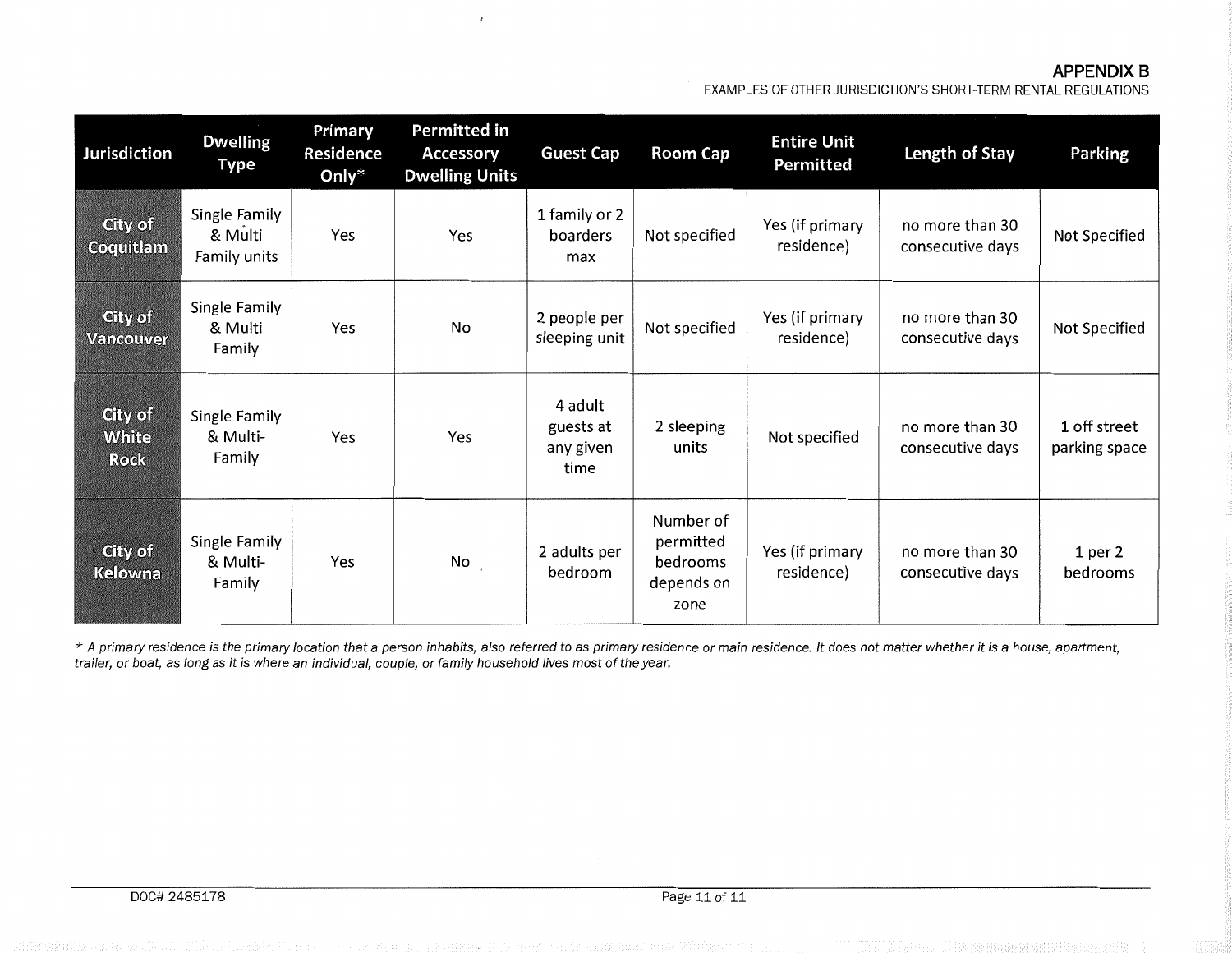## APPENDIX B

EXAMPLES OF OTHER JURISDICTION'S SHORT-TERM RENTAL REGULATIONS

| Jurisdiction | Dwelling Type | Primary Residence Only* | Permitted in Accessory Dwelling Units | Guest Cap | Room Cap | Entire Unit Permitted | Length of Stay | Parking |
|---|---|---|---|---|---|---|---|---|
| City of Coquitlam | Single Family & Multi Family units | Yes | Yes | 1 family or 2 boarders max | Not specified | Yes (if primary residence) | no more than 30 consecutive days | Not Specified |
| City of Vancouver | Single Family & Multi Family | Yes | No | 2 people per sleeping unit | Not specified | Yes (if primary residence) | no more than 30 consecutive days | Not Specified |
| City of White Rock | Single Family & Multi-Family | Yes | Yes | 4 adult guests at any given time | 2 sleeping units | Not specified | no more than 30 consecutive days | 1 off street parking space |
| City of Kelowna | Single Family & Multi-Family | Yes | No | 2 adults per bedroom | Number of permitted bedrooms depends on zone | Yes (if primary residence) | no more than 30 consecutive days | 1 per 2 bedrooms |

*\* A primary residence is the primary location that a person inhabits, also referred to as primary residence or main residence. It does not matter whether it is a house, apartment, trailer, or boat, as long as it is where an individual, couple, or family household lives most of the year.*

DOC# 2485178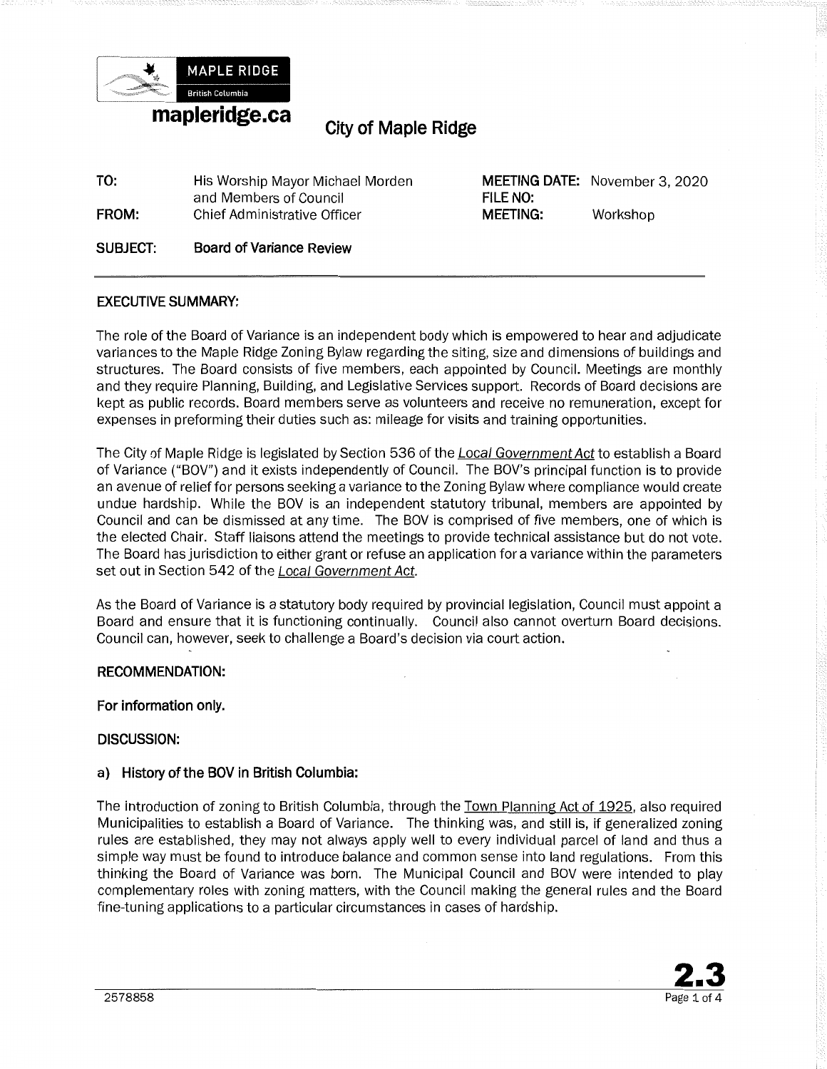MAPLE RIDGE
British Columbia

**mapleridge.ca**

## City of Maple Ridge

| | | | |
|---|---|---|---|
| **TO:** | His Worship Mayor Michael Morden and Members of Council | **MEETING DATE:** | November 3, 2020 |
| | | **FILE NO:** | |
| **FROM:** | Chief Administrative Officer | **MEETING:** | Workshop |
| **SUBJECT:** | **Board of Variance Review** | | |

**EXECUTIVE SUMMARY:**

The role of the Board of Variance is an independent body which is empowered to hear and adjudicate variances to the Maple Ridge Zoning Bylaw regarding the siting, size and dimensions of buildings and structures. The Board consists of five members, each appointed by Council. Meetings are monthly and they require Planning, Building, and Legislative Services support. Records of Board decisions are kept as public records. Board members serve as volunteers and receive no remuneration, except for expenses in preforming their duties such as: mileage for visits and training opportunities.

The City of Maple Ridge is legislated by Section 536 of the *Local Government Act* to establish a Board of Variance ("BOV") and it exists independently of Council. The BOV's principal function is to provide an avenue of relief for persons seeking a variance to the Zoning Bylaw where compliance would create undue hardship. While the BOV is an independent statutory tribunal, members are appointed by Council and can be dismissed at any time. The BOV is comprised of five members, one of which is the elected Chair. Staff liaisons attend the meetings to provide technical assistance but do not vote. The Board has jurisdiction to either grant or refuse an application for a variance within the parameters set out in Section 542 of the *Local Government Act*.

As the Board of Variance is a statutory body required by provincial legislation, Council must appoint a Board and ensure that it is functioning continually. Council also cannot overturn Board decisions. Council can, however, seek to challenge a Board's decision via court action.

**RECOMMENDATION:**

**For information only.**

**DISCUSSION:**

**a) History of the BOV in British Columbia:**

The introduction of zoning to British Columbia, through the Town Planning Act of 1925, also required Municipalities to establish a Board of Variance. The thinking was, and still is, if generalized zoning rules are established, they may not always apply well to every individual parcel of land and thus a simple way must be found to introduce balance and common sense into land regulations. From this thinking the Board of Variance was born. The Municipal Council and BOV were intended to play complementary roles with zoning matters, with the Council making the general rules and the Board fine-tuning applications to a particular circumstances in cases of hardship.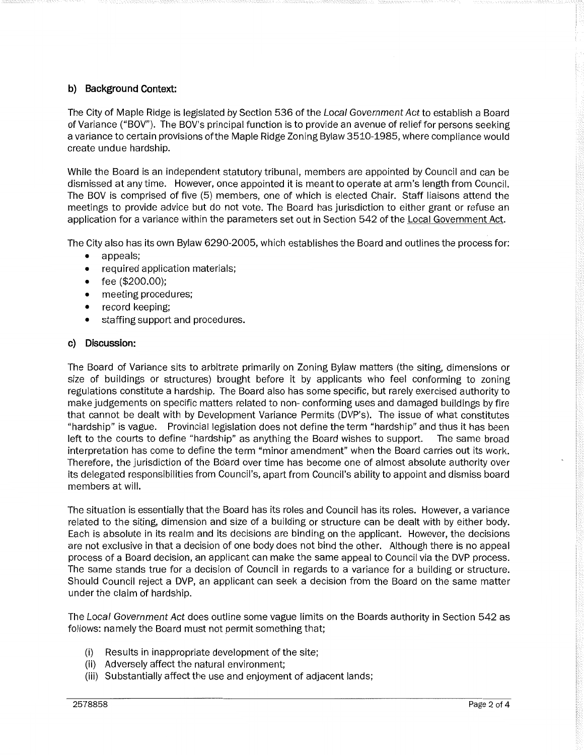## b) Background Context:

The City of Maple Ridge is legislated by Section 536 of the *Local Government Act* to establish a Board of Variance ("BOV"). The BOV's principal function is to provide an avenue of relief for persons seeking a variance to certain provisions of the Maple Ridge Zoning Bylaw 3510-1985, where compliance would create undue hardship.

While the Board is an independent statutory tribunal, members are appointed by Council and can be dismissed at any time. However, once appointed it is meant to operate at arm's length from Council. The BOV is comprised of five (5) members, one of which is elected Chair. Staff liaisons attend the meetings to provide advice but do not vote. The Board has jurisdiction to either grant or refuse an application for a variance within the parameters set out in Section 542 of the Local Government Act.

The City also has its own Bylaw 6290-2005, which establishes the Board and outlines the process for:

- appeals;
- required application materials;
- fee ($200.00);
- meeting procedures;
- record keeping;
- staffing support and procedures.

## c) Discussion:

The Board of Variance sits to arbitrate primarily on Zoning Bylaw matters (the siting, dimensions or size of buildings or structures) brought before it by applicants who feel conforming to zoning regulations constitute a hardship. The Board also has some specific, but rarely exercised authority to make judgements on specific matters related to non- conforming uses and damaged buildings by fire that cannot be dealt with by Development Variance Permits (DVP's). The issue of what constitutes "hardship" is vague. Provincial legislation does not define the term "hardship" and thus it has been left to the courts to define "hardship" as anything the Board wishes to support. The same broad interpretation has come to define the term "minor amendment" when the Board carries out its work. Therefore, the jurisdiction of the Board over time has become one of almost absolute authority over its delegated responsibilities from Council's, apart from Council's ability to appoint and dismiss board members at will.

The situation is essentially that the Board has its roles and Council has its roles. However, a variance related to the siting, dimension and size of a building or structure can be dealt with by either body. Each is absolute in its realm and its decisions are binding on the applicant. However, the decisions are not exclusive in that a decision of one body does not bind the other. Although there is no appeal process of a Board decision, an applicant can make the same appeal to Council via the DVP process. The same stands true for a decision of Council in regards to a variance for a building or structure. Should Council reject a DVP, an applicant can seek a decision from the Board on the same matter under the claim of hardship.

The *Local Government Act* does outline some vague limits on the Boards authority in Section 542 as follows: namely the Board must not permit something that;

(i) Results in inappropriate development of the site;
(ii) Adversely affect the natural environment;
(iii) Substantially affect the use and enjoyment of adjacent lands;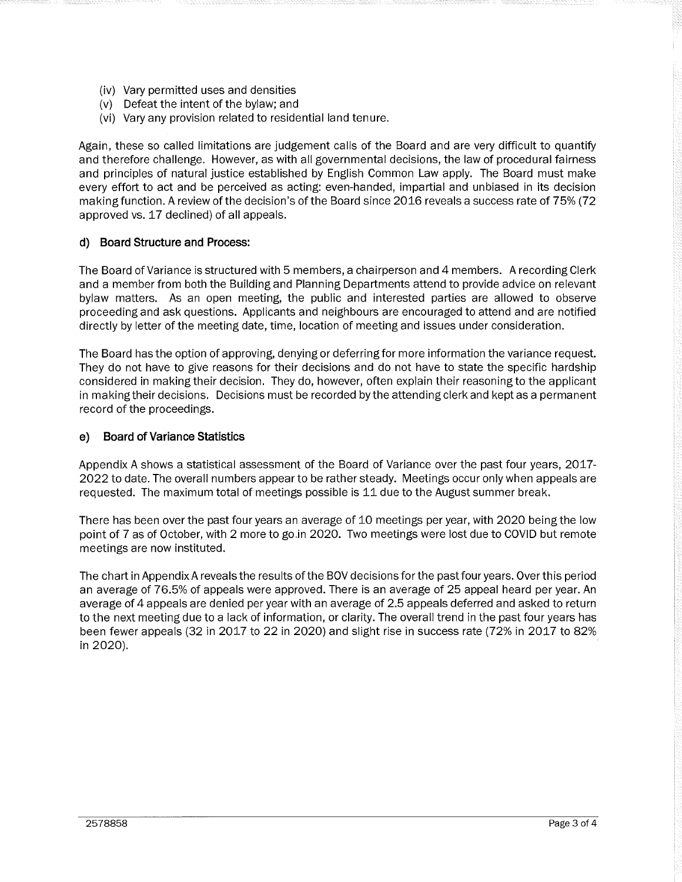(iv) Vary permitted uses and densities
(v) Defeat the intent of the bylaw; and
(vi) Vary any provision related to residential land tenure.

Again, these so called limitations are judgement calls of the Board and are very difficult to quantify and therefore challenge. However, as with all governmental decisions, the law of procedural fairness and principles of natural justice established by English Common Law apply. The Board must make every effort to act and be perceived as acting: even-handed, impartial and unbiased in its decision making function. A review of the decision's of the Board since 2016 reveals a success rate of 75% (72 approved vs. 17 declined) of all appeals.

#### d) Board Structure and Process:

The Board of Variance is structured with 5 members, a chairperson and 4 members. A recording Clerk and a member from both the Building and Planning Departments attend to provide advice on relevant bylaw matters. As an open meeting, the public and interested parties are allowed to observe proceeding and ask questions. Applicants and neighbours are encouraged to attend and are notified directly by letter of the meeting date, time, location of meeting and issues under consideration.

The Board has the option of approving, denying or deferring for more information the variance request. They do not have to give reasons for their decisions and do not have to state the specific hardship considered in making their decision. They do, however, often explain their reasoning to the applicant in making their decisions. Decisions must be recorded by the attending clerk and kept as a permanent record of the proceedings.

#### e) Board of Variance Statistics

Appendix A shows a statistical assessment of the Board of Variance over the past four years, 2017-2022 to date. The overall numbers appear to be rather steady. Meetings occur only when appeals are requested. The maximum total of meetings possible is 11 due to the August summer break.

There has been over the past four years an average of 10 meetings per year, with 2020 being the low point of 7 as of October, with 2 more to go in 2020. Two meetings were lost due to COVID but remote meetings are now instituted.

The chart in Appendix A reveals the results of the BOV decisions for the past four years. Over this period an average of 76.5% of appeals were approved. There is an average of 25 appeal heard per year. An average of 4 appeals are denied per year with an average of 2.5 appeals deferred and asked to return to the next meeting due to a lack of information, or clarity. The overall trend in the past four years has been fewer appeals (32 in 2017 to 22 in 2020) and slight rise in success rate (72% in 2017 to 82% in 2020).

2578858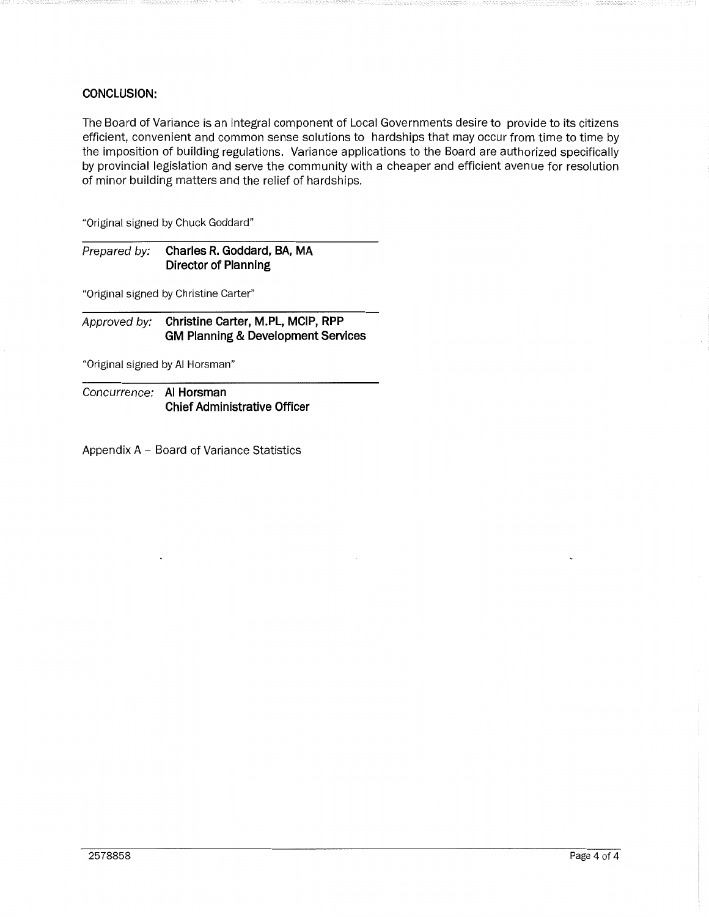**CONCLUSION:**

The Board of Variance is an integral component of Local Governments desire to provide to its citizens efficient, convenient and common sense solutions to hardships that may occur from time to time by the imposition of building regulations. Variance applications to the Board are authorized specifically by provincial legislation and serve the community with a cheaper and efficient avenue for resolution of minor building matters and the relief of hardships.

"Original signed by Chuck Goddard"

*Prepared by:* **Charles R. Goddard, BA, MA**
**Director of Planning**

"Original signed by Christine Carter"

*Approved by:* **Christine Carter, M.PL, MCIP, RPP**
**GM Planning & Development Services**

"Original signed by Al Horsman"

*Concurrence:* **Al Horsman**
**Chief Administrative Officer**

Appendix A – Board of Variance Statistics

2578858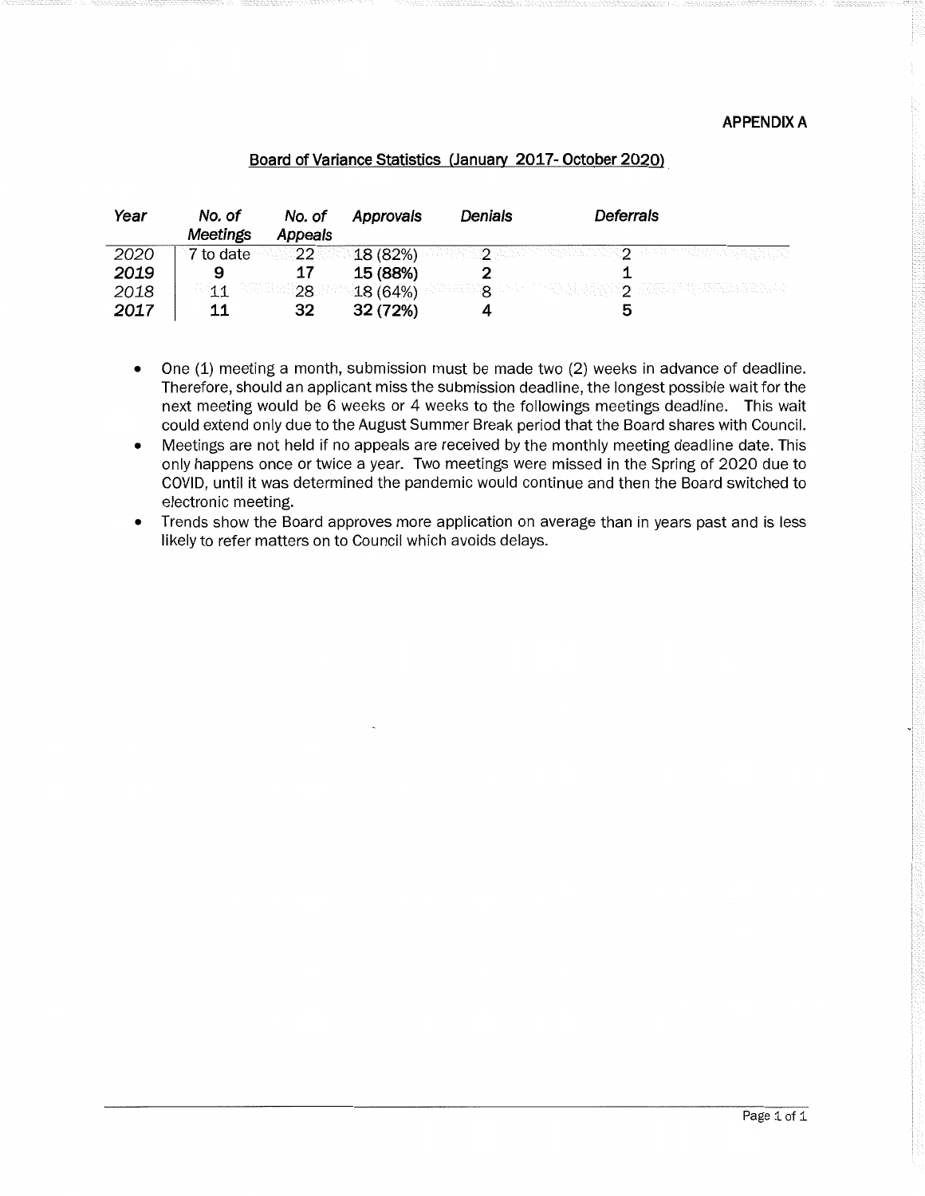**APPENDIX A**

## Board of Variance Statistics (January 2017- October 2020)

| Year | No. of Meetings | No. of Appeals | Approvals | Denials | Deferrals |
|---|---|---|---|---|---|
| 2020 | 7 to date | 22 | 18 (82%) | 2 | 2 |
| 2019 | 9 | 17 | 15 (88%) | 2 | 1 |
| 2018 | 11 | 28 | 18 (64%) | 8 | 2 |
| 2017 | 11 | 32 | 32 (72%) | 4 | 5 |

- One (1) meeting a month, submission must be made two (2) weeks in advance of deadline. Therefore, should an applicant miss the submission deadline, the longest possible wait for the next meeting would be 6 weeks or 4 weeks to the followings meetings deadline. This wait could extend only due to the August Summer Break period that the Board shares with Council.
- Meetings are not held if no appeals are received by the monthly meeting deadline date. This only happens once or twice a year. Two meetings were missed in the Spring of 2020 due to COVID, until it was determined the pandemic would continue and then the Board switched to electronic meeting.
- Trends show the Board approves more application on average than in years past and is less likely to refer matters on to Council which avoids delays.